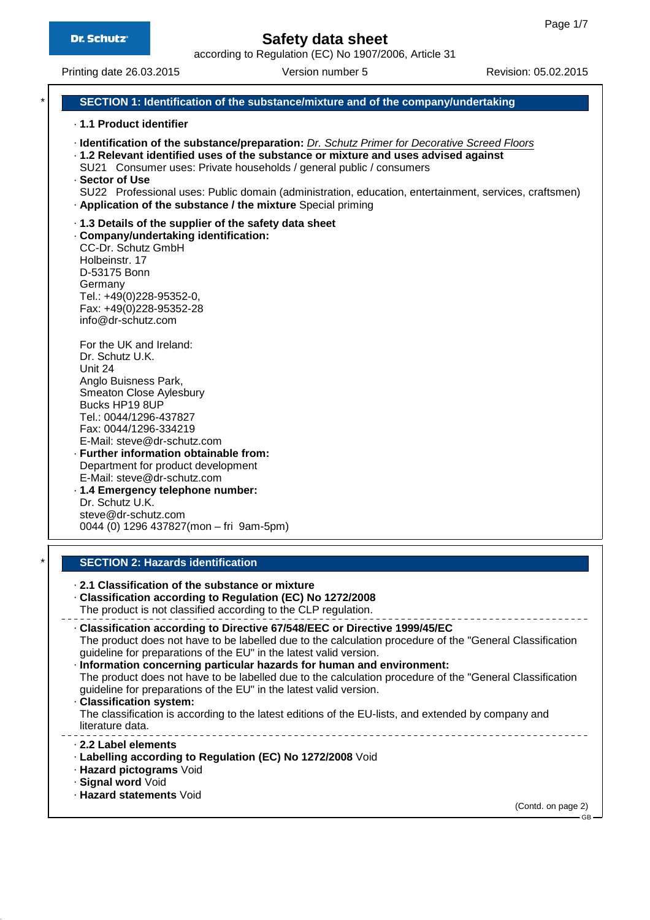# Safety data sheet

according to Regulation (EC) No 1907/2006, Article 31

Printing date 26.03.2015 Version number 5 Revision: 05.02.2015

## * SECTION 1: Identification of the substance/mixture and of the company/undertaking

· **1.1 Product identifier**

· **Identification of the substance/preparation:** *Dr. Schutz Primer for Decorative Screed Floors*
· **1.2 Relevant identified uses of the substance or mixture and uses advised against**
SU21 Consumer uses: Private households / general public / consumers
· **Sector of Use**
SU22 Professional uses: Public domain (administration, education, entertainment, services, craftsmen)
· **Application of the substance / the mixture** Special priming

· **1.3 Details of the supplier of the safety data sheet**
· **Company/undertaking identification:**
CC-Dr. Schutz GmbH
Holbeinstr. 17
D-53175 Bonn
Germany
Tel.: +49(0)228-95352-0,
Fax: +49(0)228-95352-28
info@dr-schutz.com

For the UK and Ireland:
Dr. Schutz U.K.
Unit 24
Anglo Buisness Park,
Smeaton Close Aylesbury
Bucks HP19 8UP
Tel.: 0044/1296-437827
Fax: 0044/1296-334219
E-Mail: steve@dr-schutz.com
· **Further information obtainable from:**
Department for product development
E-Mail: steve@dr-schutz.com
· **1.4 Emergency telephone number:**
Dr. Schutz U.K.
steve@dr-schutz.com
0044 (0) 1296 437827(mon – fri 9am-5pm)

## * SECTION 2: Hazards identification

· **2.1 Classification of the substance or mixture**
· **Classification according to Regulation (EC) No 1272/2008**
The product is not classified according to the CLP regulation.

· **Classification according to Directive 67/548/EEC or Directive 1999/45/EC**
The product does not have to be labelled due to the calculation procedure of the "General Classification guideline for preparations of the EU" in the latest valid version.
· **Information concerning particular hazards for human and environment:**
The product does not have to be labelled due to the calculation procedure of the "General Classification guideline for preparations of the EU" in the latest valid version.
· **Classification system:**
The classification is according to the latest editions of the EU-lists, and extended by company and literature data.

· **2.2 Label elements**
· **Labelling according to Regulation (EC) No 1272/2008** Void
· **Hazard pictograms** Void
· **Signal word** Void
· **Hazard statements** Void

(Contd. on page 2)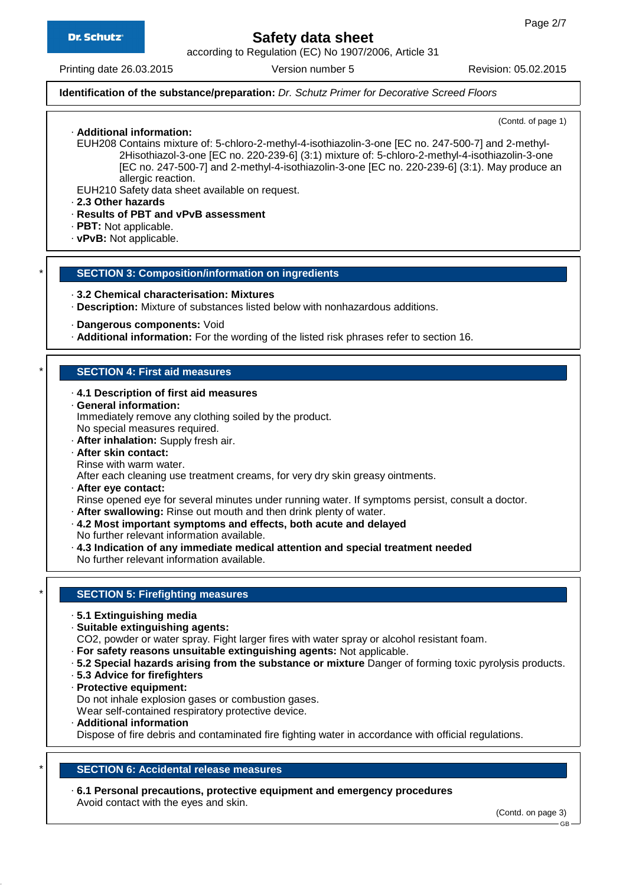**Identification of the substance/preparation:** *Dr. Schutz Primer for Decorative Screed Floors*

(Contd. of page 1)

· **Additional information:**
EUH208 Contains mixture of: 5-chloro-2-methyl-4-isothiazolin-3-one [EC no. 247-500-7] and 2-methyl-2Hisothiazol-3-one [EC no. 220-239-6] (3:1) mixture of: 5-chloro-2-methyl-4-isothiazolin-3-one [EC no. 247-500-7] and 2-methyl-4-isothiazolin-3-one [EC no. 220-239-6] (3:1). May produce an allergic reaction.
EUH210 Safety data sheet available on request.

· **2.3 Other hazards**
· **Results of PBT and vPvB assessment**
· **PBT:** Not applicable.
· **vPvB:** Not applicable.

## * SECTION 3: Composition/information on ingredients

· **3.2 Chemical characterisation: Mixtures**
· **Description:** Mixture of substances listed below with nonhazardous additions.

· **Dangerous components:** Void
· **Additional information:** For the wording of the listed risk phrases refer to section 16.

## * SECTION 4: First aid measures

· **4.1 Description of first aid measures**
· **General information:**
Immediately remove any clothing soiled by the product.
No special measures required.
· **After inhalation:** Supply fresh air.
· **After skin contact:**
Rinse with warm water.
After each cleaning use treatment creams, for very dry skin greasy ointments.
· **After eye contact:**
Rinse opened eye for several minutes under running water. If symptoms persist, consult a doctor.
· **After swallowing:** Rinse out mouth and then drink plenty of water.
· **4.2 Most important symptoms and effects, both acute and delayed**
No further relevant information available.
· **4.3 Indication of any immediate medical attention and special treatment needed**
No further relevant information available.

## * SECTION 5: Firefighting measures

· **5.1 Extinguishing media**
· **Suitable extinguishing agents:**
CO2, powder or water spray. Fight larger fires with water spray or alcohol resistant foam.
· **For safety reasons unsuitable extinguishing agents:** Not applicable.
· **5.2 Special hazards arising from the substance or mixture** Danger of forming toxic pyrolysis products.
· **5.3 Advice for firefighters**
· **Protective equipment:**
Do not inhale explosion gases or combustion gases.
Wear self-contained respiratory protective device.
· **Additional information**
Dispose of fire debris and contaminated fire fighting water in accordance with official regulations.

## * SECTION 6: Accidental release measures

· **6.1 Personal precautions, protective equipment and emergency procedures**
Avoid contact with the eyes and skin.

(Contd. on page 3)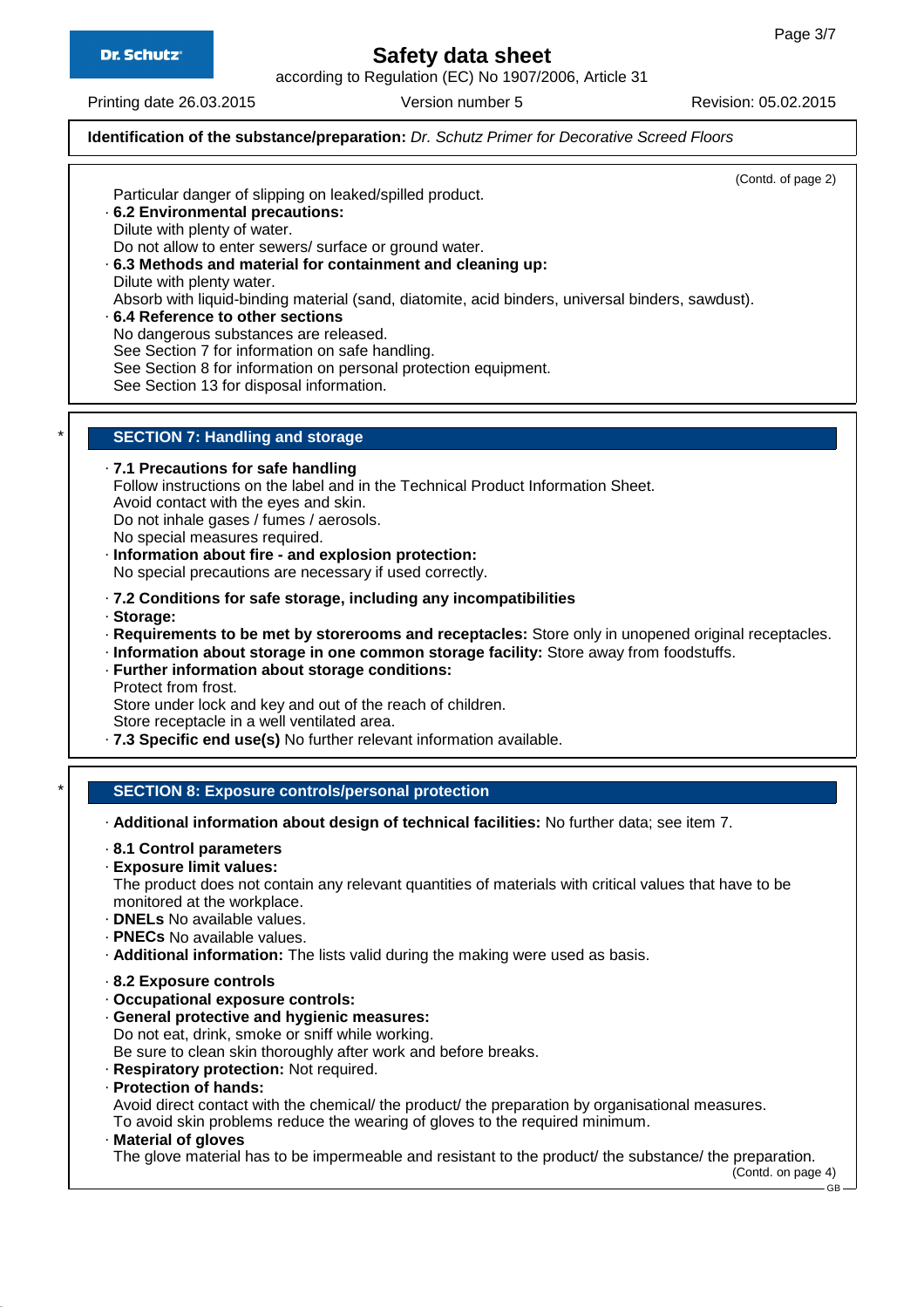**Identification of the substance/preparation:** *Dr. Schutz Primer for Decorative Screed Floors*

(Contd. of page 2)

Particular danger of slipping on leaked/spilled product.

· **6.2 Environmental precautions:**
Dilute with plenty of water.
Do not allow to enter sewers/ surface or ground water.

· **6.3 Methods and material for containment and cleaning up:**
Dilute with plenty water.
Absorb with liquid-binding material (sand, diatomite, acid binders, universal binders, sawdust).

· **6.4 Reference to other sections**
No dangerous substances are released.
See Section 7 for information on safe handling.
See Section 8 for information on personal protection equipment.
See Section 13 for disposal information.

## * SECTION 7: Handling and storage

· **7.1 Precautions for safe handling**
Follow instructions on the label and in the Technical Product Information Sheet.
Avoid contact with the eyes and skin.
Do not inhale gases / fumes / aerosols.
No special measures required.

· **Information about fire - and explosion protection:**
No special precautions are necessary if used correctly.

· **7.2 Conditions for safe storage, including any incompatibilities**

· **Storage:**

· **Requirements to be met by storerooms and receptacles:** Store only in unopened original receptacles.

· **Information about storage in one common storage facility:** Store away from foodstuffs.

· **Further information about storage conditions:**
Protect from frost.
Store under lock and key and out of the reach of children.
Store receptacle in a well ventilated area.

· **7.3 Specific end use(s)** No further relevant information available.

## * SECTION 8: Exposure controls/personal protection

· **Additional information about design of technical facilities:** No further data; see item 7.

· **8.1 Control parameters**

· **Exposure limit values:**
The product does not contain any relevant quantities of materials with critical values that have to be monitored at the workplace.

· **DNELs** No available values.

· **PNECs** No available values.

· **Additional information:** The lists valid during the making were used as basis.

· **8.2 Exposure controls**

· **Occupational exposure controls:**

· **General protective and hygienic measures:**
Do not eat, drink, smoke or sniff while working.
Be sure to clean skin thoroughly after work and before breaks.

· **Respiratory protection:** Not required.

· **Protection of hands:**
Avoid direct contact with the chemical/ the product/ the preparation by organisational measures.
To avoid skin problems reduce the wearing of gloves to the required minimum.

· **Material of gloves**
The glove material has to be impermeable and resistant to the product/ the substance/ the preparation.

(Contd. on page 4)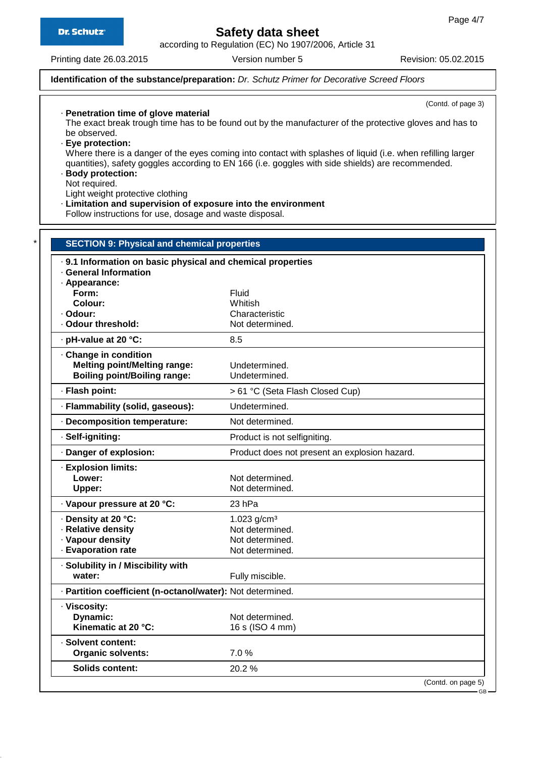**Identification of the substance/preparation:** *Dr. Schutz Primer for Decorative Screed Floors*

(Contd. of page 3)

· **Penetration time of glove material**
The exact break trough time has to be found out by the manufacturer of the protective gloves and has to be observed.

· **Eye protection:**
Where there is a danger of the eyes coming into contact with splashes of liquid (i.e. when refilling larger quantities), safety goggles according to EN 166 (i.e. goggles with side shields) are recommended.

· **Body protection:**
Not required.
Light weight protective clothing

· **Limitation and supervision of exposure into the environment**
Follow instructions for use, dosage and waste disposal.

\*

## SECTION 9: Physical and chemical properties

| | |
|---|---|
| · **9.1 Information on basic physical and chemical properties** | |
| · **General Information** | |
| · **Appearance:** | |
| **Form:** | Fluid |
| **Colour:** | Whitish |
| · **Odour:** | Characteristic |
| · **Odour threshold:** | Not determined. |
| · **pH-value at 20 °C:** | 8.5 |
| · **Change in condition** | |
| **Melting point/Melting range:** | Undetermined. |
| **Boiling point/Boiling range:** | Undetermined. |
| · **Flash point:** | > 61 °C (Seta Flash Closed Cup) |
| · **Flammability (solid, gaseous):** | Undetermined. |
| · **Decomposition temperature:** | Not determined. |
| · **Self-igniting:** | Product is not selfigniting. |
| · **Danger of explosion:** | Product does not present an explosion hazard. |
| · **Explosion limits:** | |
| **Lower:** | Not determined. |
| **Upper:** | Not determined. |
| · **Vapour pressure at 20 °C:** | 23 hPa |
| · **Density at 20 °C:** | 1.023 g/cm³ |
| · **Relative density** | Not determined. |
| · **Vapour density** | Not determined. |
| · **Evaporation rate** | Not determined. |
| · **Solubility in / Miscibility with water:** | Fully miscible. |
| · **Partition coefficient (n-octanol/water):** | Not determined. |
| · **Viscosity:** | |
| **Dynamic:** | Not determined. |
| **Kinematic at 20 °C:** | 16 s (ISO 4 mm) |
| · **Solvent content:** | |
| **Organic solvents:** | 7.0 % |
| **Solids content:** | 20.2 % |

(Contd. on page 5)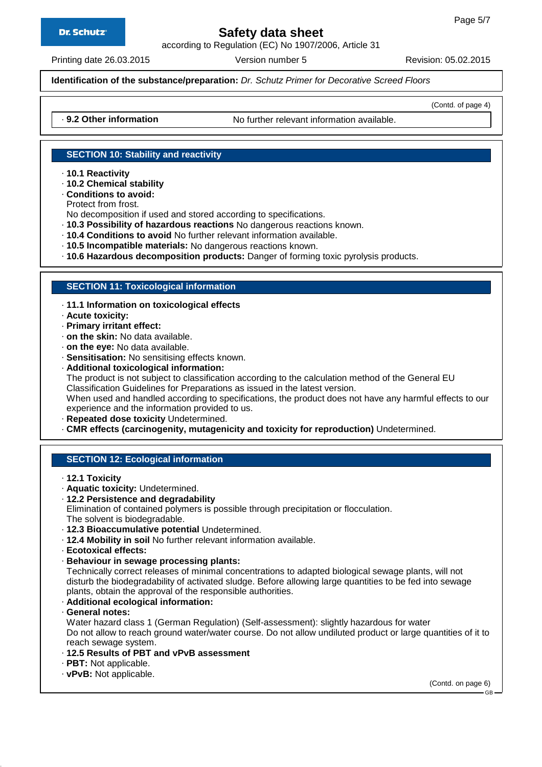**Identification of the substance/preparation:** *Dr. Schutz Primer for Decorative Screed Floors*

(Contd. of page 4)

· **9.2 Other information** No further relevant information available.

## SECTION 10: Stability and reactivity

· **10.1 Reactivity**
· **10.2 Chemical stability**
· **Conditions to avoid:**
Protect from frost.
No decomposition if used and stored according to specifications.
· **10.3 Possibility of hazardous reactions** No dangerous reactions known.
· **10.4 Conditions to avoid** No further relevant information available.
· **10.5 Incompatible materials:** No dangerous reactions known.
· **10.6 Hazardous decomposition products:** Danger of forming toxic pyrolysis products.

## SECTION 11: Toxicological information

· **11.1 Information on toxicological effects**
· **Acute toxicity:**
· **Primary irritant effect:**
· **on the skin:** No data available.
· **on the eye:** No data available.
· **Sensitisation:** No sensitising effects known.
· **Additional toxicological information:**
The product is not subject to classification according to the calculation method of the General EU Classification Guidelines for Preparations as issued in the latest version.
When used and handled according to specifications, the product does not have any harmful effects to our experience and the information provided to us.
· **Repeated dose toxicity** Undetermined.
· **CMR effects (carcinogenity, mutagenicity and toxicity for reproduction)** Undetermined.

## SECTION 12: Ecological information

· **12.1 Toxicity**
· **Aquatic toxicity:** Undetermined.
· **12.2 Persistence and degradability**
Elimination of contained polymers is possible through precipitation or flocculation.
The solvent is biodegradable.
· **12.3 Bioaccumulative potential** Undetermined.
· **12.4 Mobility in soil** No further relevant information available.
· **Ecotoxical effects:**
· **Behaviour in sewage processing plants:**
Technically correct releases of minimal concentrations to adapted biological sewage plants, will not disturb the biodegradability of activated sludge. Before allowing large quantities to be fed into sewage plants, obtain the approval of the responsible authorities.
· **Additional ecological information:**
· **General notes:**
Water hazard class 1 (German Regulation) (Self-assessment): slightly hazardous for water
Do not allow to reach ground water/water course. Do not allow undiluted product or large quantities of it to reach sewage system.
· **12.5 Results of PBT and vPvB assessment**
· **PBT:** Not applicable.
· **vPvB:** Not applicable.

(Contd. on page 6)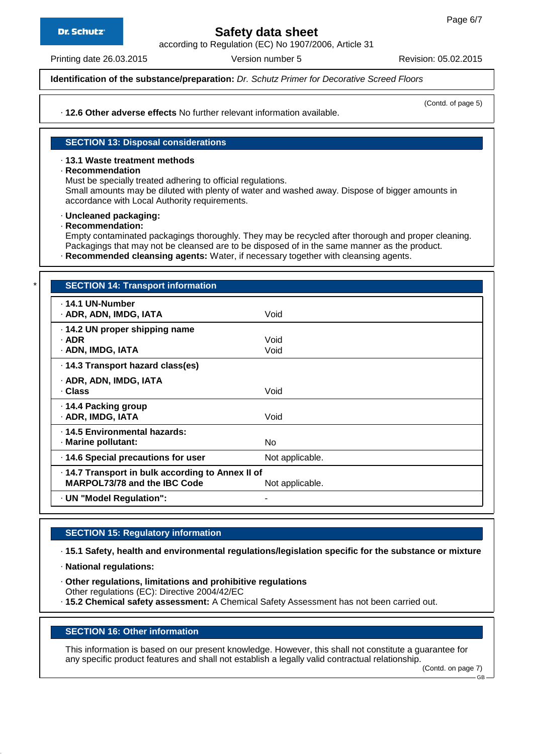**Identification of the substance/preparation:** *Dr. Schutz Primer for Decorative Screed Floors*

(Contd. of page 5)

· **12.6 Other adverse effects** No further relevant information available.

## SECTION 13: Disposal considerations

· **13.1 Waste treatment methods**
· **Recommendation**
Must be specially treated adhering to official regulations.
Small amounts may be diluted with plenty of water and washed away. Dispose of bigger amounts in accordance with Local Authority requirements.

· **Uncleaned packaging:**
· **Recommendation:**
Empty contaminated packagings thoroughly. They may be recycled after thorough and proper cleaning.
Packagings that may not be cleansed are to be disposed of in the same manner as the product.
· **Recommended cleansing agents:** Water, if necessary together with cleansing agents.

\* 
## SECTION 14: Transport information

| | |
|---|---|
| · **14.1 UN-Number** | |
| · **ADR, ADN, IMDG, IATA** | Void |
| · **14.2 UN proper shipping name** | |
| · **ADR** | Void |
| · **ADN, IMDG, IATA** | Void |
| · **14.3 Transport hazard class(es)** | |
| · **ADR, ADN, IMDG, IATA** | |
| · **Class** | Void |
| · **14.4 Packing group** | |
| · **ADR, IMDG, IATA** | Void |
| · **14.5 Environmental hazards:** | |
| · **Marine pollutant:** | No |
| · **14.6 Special precautions for user** | Not applicable. |
| · **14.7 Transport in bulk according to Annex II of MARPOL73/78 and the IBC Code** | Not applicable. |
| · **UN "Model Regulation":** | - |

## SECTION 15: Regulatory information

· **15.1 Safety, health and environmental regulations/legislation specific for the substance or mixture**

· **National regulations:**

· **Other regulations, limitations and prohibitive regulations**
Other regulations (EC): Directive 2004/42/EC
· **15.2 Chemical safety assessment:** A Chemical Safety Assessment has not been carried out.

## SECTION 16: Other information

This information is based on our present knowledge. However, this shall not constitute a guarantee for any specific product features and shall not establish a legally valid contractual relationship.

(Contd. on page 7)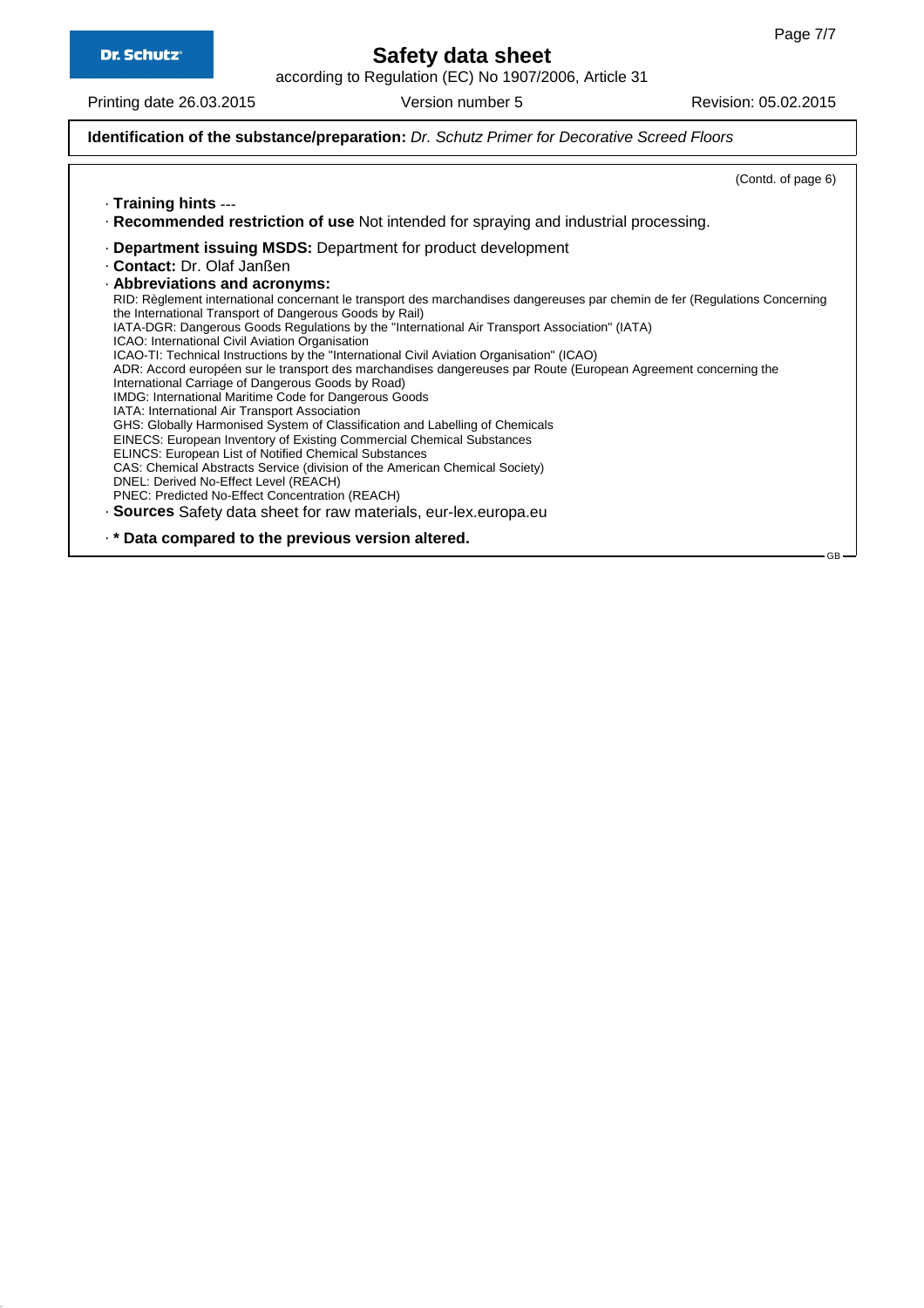**Identification of the substance/preparation:** *Dr. Schutz Primer for Decorative Screed Floors*

(Contd. of page 6)

· **Training hints** ---

· **Recommended restriction of use** Not intended for spraying and industrial processing.

· **Department issuing MSDS:** Department for product development

· **Contact:** Dr. Olaf Janßen

· **Abbreviations and acronyms:**

RID: Règlement international concernant le transport des marchandises dangereuses par chemin de fer (Regulations Concerning the International Transport of Dangerous Goods by Rail)
IATA-DGR: Dangerous Goods Regulations by the "International Air Transport Association" (IATA)
ICAO: International Civil Aviation Organisation
ICAO-TI: Technical Instructions by the "International Civil Aviation Organisation" (ICAO)
ADR: Accord européen sur le transport des marchandises dangereuses par Route (European Agreement concerning the International Carriage of Dangerous Goods by Road)
IMDG: International Maritime Code for Dangerous Goods
IATA: International Air Transport Association
GHS: Globally Harmonised System of Classification and Labelling of Chemicals
EINECS: European Inventory of Existing Commercial Chemical Substances
ELINCS: European List of Notified Chemical Substances
CAS: Chemical Abstracts Service (division of the American Chemical Society)
DNEL: Derived No-Effect Level (REACH)
PNEC: Predicted No-Effect Concentration (REACH)

· **Sources** Safety data sheet for raw materials, eur-lex.europa.eu

· **\* Data compared to the previous version altered.**